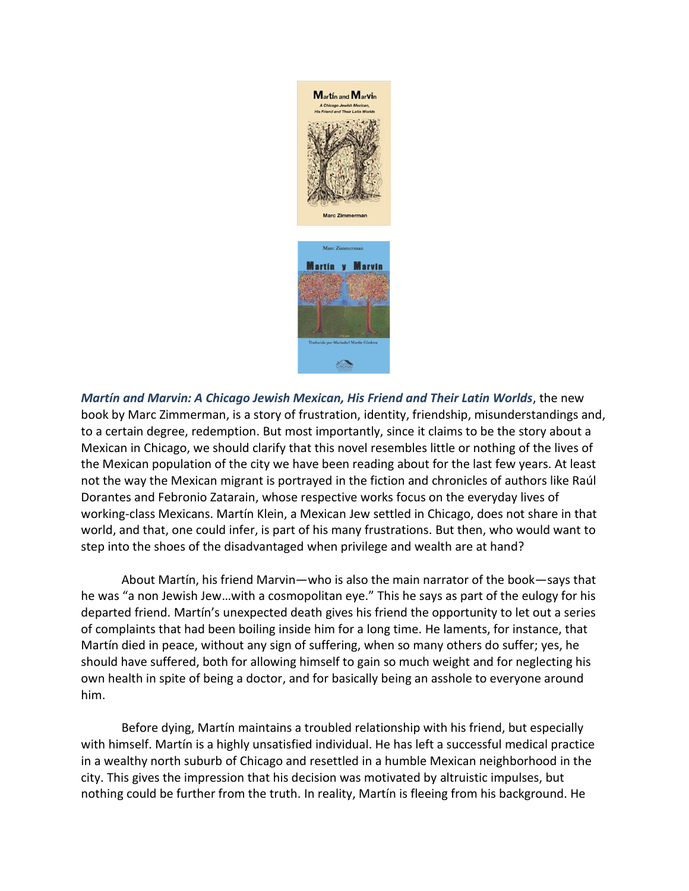***Martín and Marvin: A Chicago Jewish Mexican, His Friend and Their Latin Worlds***, the new book by Marc Zimmerman, is a story of frustration, identity, friendship, misunderstandings and, to a certain degree, redemption. But most importantly, since it claims to be the story about a Mexican in Chicago, we should clarify that this novel resembles little or nothing of the lives of the Mexican population of the city we have been reading about for the last few years. At least not the way the Mexican migrant is portrayed in the fiction and chronicles of authors like Raúl Dorantes and Febronio Zatarain, whose respective works focus on the everyday lives of working-class Mexicans. Martín Klein, a Mexican Jew settled in Chicago, does not share in that world, and that, one could infer, is part of his many frustrations. But then, who would want to step into the shoes of the disadvantaged when privilege and wealth are at hand?

About Martín, his friend Marvin—who is also the main narrator of the book—says that he was "a non Jewish Jew…with a cosmopolitan eye." This he says as part of the eulogy for his departed friend. Martín's unexpected death gives his friend the opportunity to let out a series of complaints that had been boiling inside him for a long time. He laments, for instance, that Martín died in peace, without any sign of suffering, when so many others do suffer; yes, he should have suffered, both for allowing himself to gain so much weight and for neglecting his own health in spite of being a doctor, and for basically being an asshole to everyone around him.

Before dying, Martín maintains a troubled relationship with his friend, but especially with himself. Martín is a highly unsatisfied individual. He has left a successful medical practice in a wealthy north suburb of Chicago and resettled in a humble Mexican neighborhood in the city. This gives the impression that his decision was motivated by altruistic impulses, but nothing could be further from the truth. In reality, Martín is fleeing from his background. He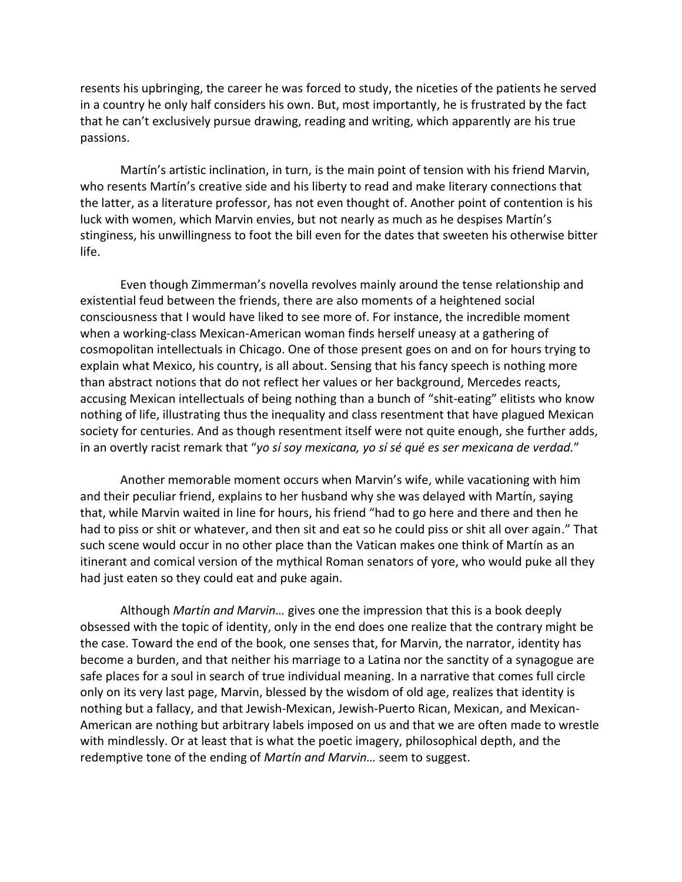resents his upbringing, the career he was forced to study, the niceties of the patients he served in a country he only half considers his own. But, most importantly, he is frustrated by the fact that he can't exclusively pursue drawing, reading and writing, which apparently are his true passions.

Martín's artistic inclination, in turn, is the main point of tension with his friend Marvin, who resents Martín's creative side and his liberty to read and make literary connections that the latter, as a literature professor, has not even thought of. Another point of contention is his luck with women, which Marvin envies, but not nearly as much as he despises Martín's stinginess, his unwillingness to foot the bill even for the dates that sweeten his otherwise bitter life.

Even though Zimmerman's novella revolves mainly around the tense relationship and existential feud between the friends, there are also moments of a heightened social consciousness that I would have liked to see more of. For instance, the incredible moment when a working-class Mexican-American woman finds herself uneasy at a gathering of cosmopolitan intellectuals in Chicago. One of those present goes on and on for hours trying to explain what Mexico, his country, is all about. Sensing that his fancy speech is nothing more than abstract notions that do not reflect her values or her background, Mercedes reacts, accusing Mexican intellectuals of being nothing than a bunch of "shit-eating" elitists who know nothing of life, illustrating thus the inequality and class resentment that have plagued Mexican society for centuries. And as though resentment itself were not quite enough, she further adds, in an overtly racist remark that "*yo sí soy mexicana, yo sí sé qué es ser mexicana de verdad.*"

Another memorable moment occurs when Marvin's wife, while vacationing with him and their peculiar friend, explains to her husband why she was delayed with Martín, saying that, while Marvin waited in line for hours, his friend "had to go here and there and then he had to piss or shit or whatever, and then sit and eat so he could piss or shit all over again." That such scene would occur in no other place than the Vatican makes one think of Martín as an itinerant and comical version of the mythical Roman senators of yore, who would puke all they had just eaten so they could eat and puke again.

Although *Martín and Marvin…* gives one the impression that this is a book deeply obsessed with the topic of identity, only in the end does one realize that the contrary might be the case. Toward the end of the book, one senses that, for Marvin, the narrator, identity has become a burden, and that neither his marriage to a Latina nor the sanctity of a synagogue are safe places for a soul in search of true individual meaning. In a narrative that comes full circle only on its very last page, Marvin, blessed by the wisdom of old age, realizes that identity is nothing but a fallacy, and that Jewish-Mexican, Jewish-Puerto Rican, Mexican, and Mexican-American are nothing but arbitrary labels imposed on us and that we are often made to wrestle with mindlessly. Or at least that is what the poetic imagery, philosophical depth, and the redemptive tone of the ending of *Martín and Marvin…* seem to suggest.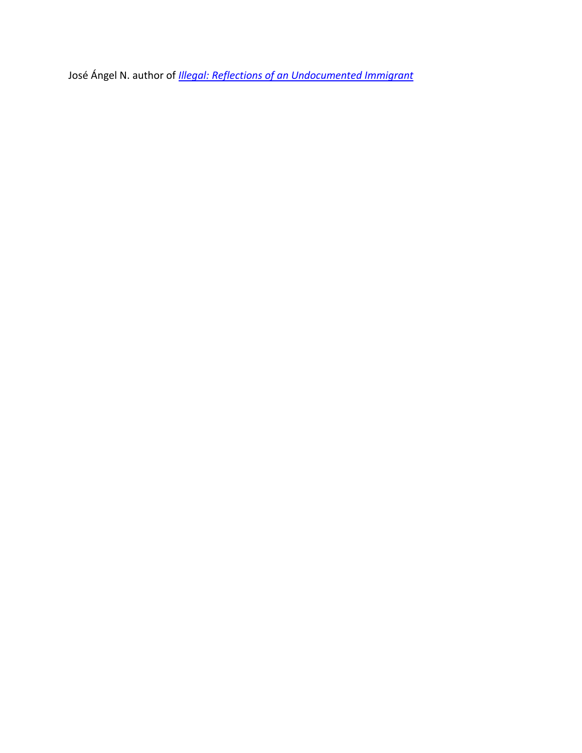José Ángel N. author of [*Illegal: Reflections of an Undocumented Immigrant*]